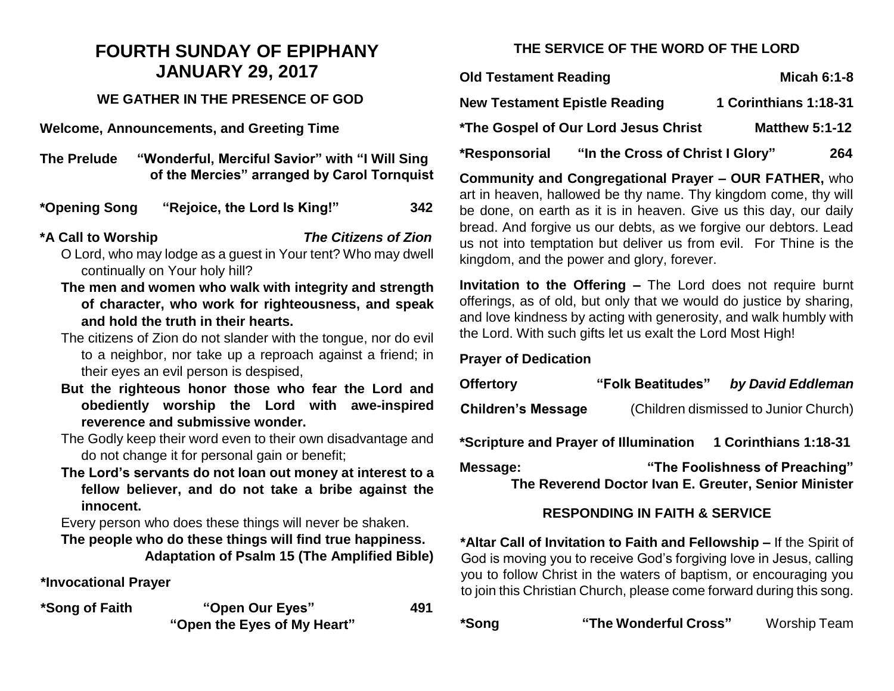# FOURTH SUNDAY OF EPIPHANY
# JANUARY 29, 2017

## WE GATHER IN THE PRESENCE OF GOD

**Welcome, Announcements, and Greeting Time**

**The Prelude** **"Wonderful, Merciful Savior" with "I Will Sing of the Mercies" arranged by Carol Tornquist**

**\*Opening Song** **"Rejoice, the Lord Is King!"** **342**

**\*A Call to Worship** ***The Citizens of Zion***

O Lord, who may lodge as a guest in Your tent? Who may dwell continually on Your holy hill?

**The men and women who walk with integrity and strength of character, who work for righteousness, and speak and hold the truth in their hearts.**

The citizens of Zion do not slander with the tongue, nor do evil to a neighbor, nor take up a reproach against a friend; in their eyes an evil person is despised,

**But the righteous honor those who fear the Lord and obediently worship the Lord with awe-inspired reverence and submissive wonder.**

The Godly keep their word even to their own disadvantage and do not change it for personal gain or benefit;

**The Lord's servants do not loan out money at interest to a fellow believer, and do not take a bribe against the innocent.**

Every person who does these things will never be shaken.

**The people who do these things will find true happiness.**

**Adaptation of Psalm 15 (The Amplified Bible)**

**\*Invocational Prayer**

**\*Song of Faith** **"Open Our Eyes"** **491**
**"Open the Eyes of My Heart"**

## THE SERVICE OF THE WORD OF THE LORD

**Old Testament Reading** **Micah 6:1-8**

**New Testament Epistle Reading** **1 Corinthians 1:18-31**

**\*The Gospel of Our Lord Jesus Christ** **Matthew 5:1-12**

**\*Responsorial** **"In the Cross of Christ I Glory"** **264**

**Community and Congregational Prayer – OUR FATHER,** who art in heaven, hallowed be thy name. Thy kingdom come, thy will be done, on earth as it is in heaven. Give us this day, our daily bread. And forgive us our debts, as we forgive our debtors. Lead us not into temptation but deliver us from evil. For Thine is the kingdom, and the power and glory, forever.

**Invitation to the Offering –** The Lord does not require burnt offerings, as of old, but only that we would do justice by sharing, and love kindness by acting with generosity, and walk humbly with the Lord. With such gifts let us exalt the Lord Most High!

**Prayer of Dedication**

**Offertory** **"Folk Beatitudes"** ***by David Eddleman***

**Children's Message** (Children dismissed to Junior Church)

**\*Scripture and Prayer of Illumination** **1 Corinthians 1:18-31**

**Message:** **"The Foolishness of Preaching"**
**The Reverend Doctor Ivan E. Greuter, Senior Minister**

## RESPONDING IN FAITH & SERVICE

**\*Altar Call of Invitation to Faith and Fellowship –** If the Spirit of God is moving you to receive God's forgiving love in Jesus, calling you to follow Christ in the waters of baptism, or encouraging you to join this Christian Church, please come forward during this song.

**\*Song** **"The Wonderful Cross"** Worship Team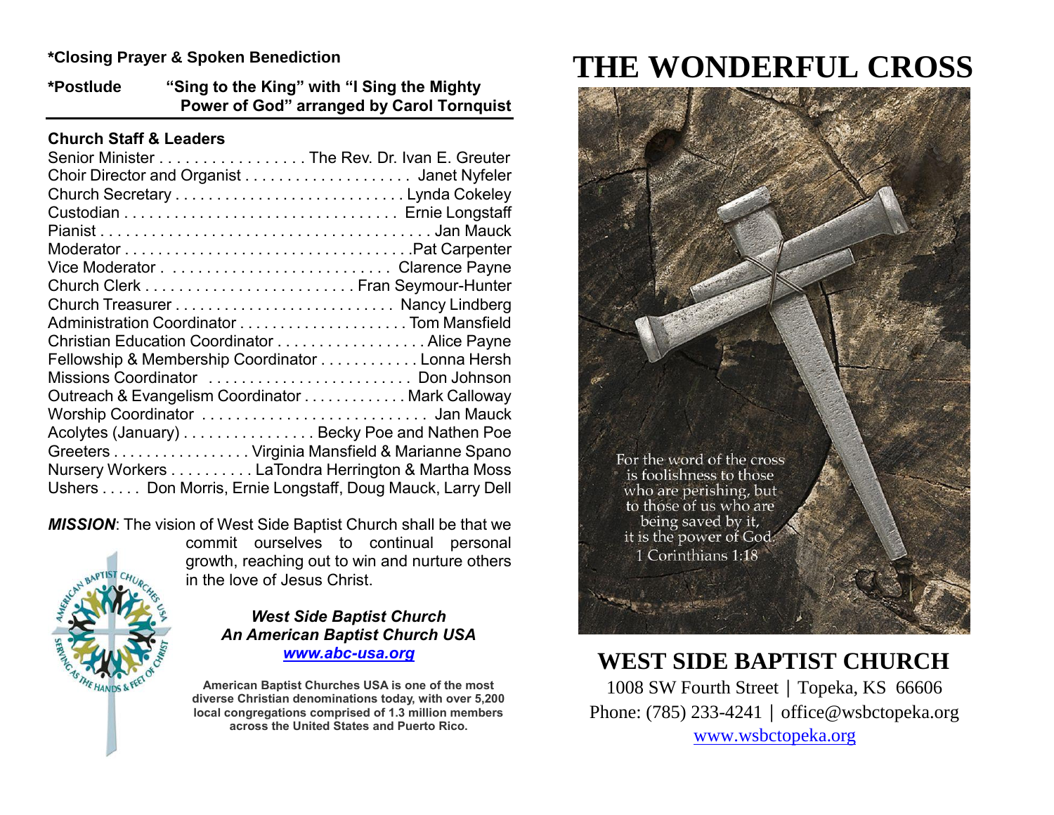**\*Closing Prayer & Spoken Benediction**

**\*Postlude** **"Sing to the King" with "I Sing the Mighty Power of God" arranged by Carol Tornquist**

### Church Staff & Leaders

Senior Minister . . . . . . . . . . . . . . . . . The Rev. Dr. Ivan E. Greuter
Choir Director and Organist . . . . . . . . . . . . . . . . . . . . Janet Nyfeler
Church Secretary . . . . . . . . . . . . . . . . . . . . . . . . . . . Lynda Cokeley
Custodian . . . . . . . . . . . . . . . . . . . . . . . . . . . . . . . . Ernie Longstaff
Pianist . . . . . . . . . . . . . . . . . . . . . . . . . . . . . . . . . . . . . . Jan Mauck
Moderator . . . . . . . . . . . . . . . . . . . . . . . . . . . . . . . . . .Pat Carpenter
Vice Moderator . . . . . . . . . . . . . . . . . . . . . . . . . . Clarence Payne
Church Clerk . . . . . . . . . . . . . . . . . . . . . . . . . Fran Seymour-Hunter
Church Treasurer . . . . . . . . . . . . . . . . . . . . . . . . . . Nancy Lindberg
Administration Coordinator . . . . . . . . . . . . . . . . . . . . Tom Mansfield
Christian Education Coordinator . . . . . . . . . . . . . . . . . . Alice Payne
Fellowship & Membership Coordinator . . . . . . . . . . . . Lonna Hersh
Missions Coordinator . . . . . . . . . . . . . . . . . . . . . . . . . Don Johnson
Outreach & Evangelism Coordinator . . . . . . . . . . . . . Mark Calloway
Worship Coordinator . . . . . . . . . . . . . . . . . . . . . . . . . . . Jan Mauck
Acolytes (January) . . . . . . . . . . . . . . . . Becky Poe and Nathen Poe
Greeters . . . . . . . . . . . . . . . . . Virginia Mansfield & Marianne Spano
Nursery Workers . . . . . . . . . . LaTondra Herrington & Martha Moss
Ushers . . . . . Don Morris, Ernie Longstaff, Doug Mauck, Larry Dell

***MISSION***: The vision of West Side Baptist Church shall be that we commit ourselves to continual personal growth, reaching out to win and nurture others in the love of Jesus Christ.

AMERICAN BAPTIST CHURCHES USA
SERVING AS THE HANDS & FEET OF CHRIST

***West Side Baptist Church***
***An American Baptist Church USA***
***www.abc-usa.org***

**American Baptist Churches USA is one of the most diverse Christian denominations today, with over 5,200 local congregations comprised of 1.3 million members across the United States and Puerto Rico.**

# THE WONDERFUL CROSS

For the word of the cross is foolishness to those who are perishing, but to those of us who are being saved by it, it is the power of God.
1 Corinthians 1:18

## WEST SIDE BAPTIST CHURCH

1008 SW Fourth Street | Topeka, KS 66606
Phone: (785) 233-4241 | office@wsbctopeka.org
www.wsbctopeka.org